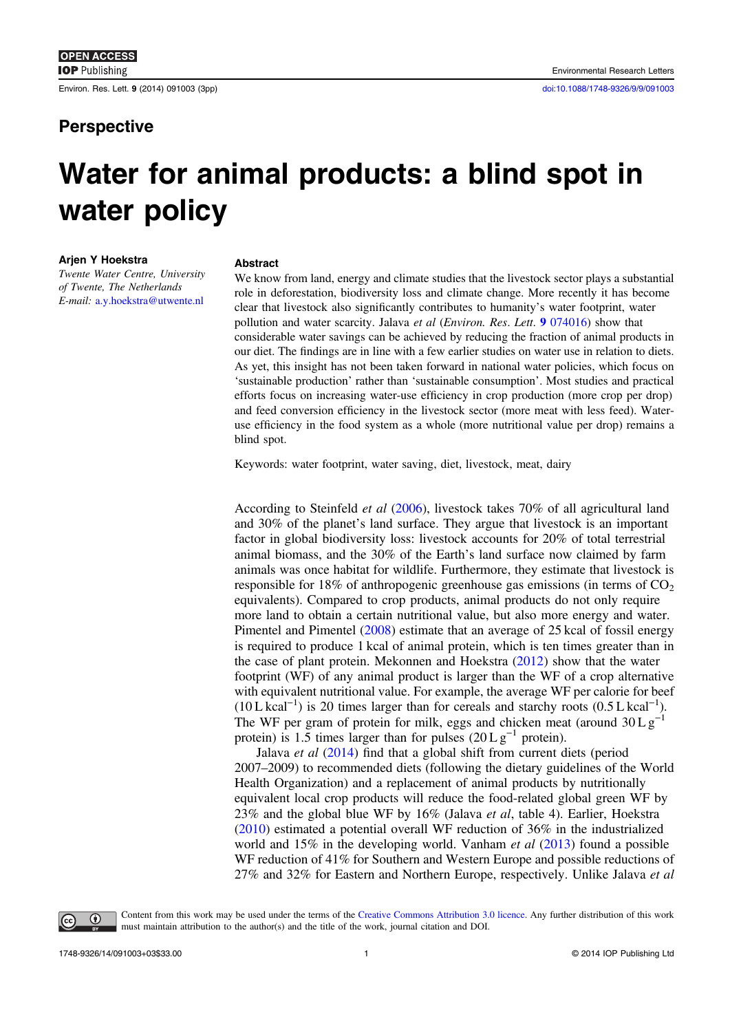Perspective

# Water for animal products: a blind spot in water policy

**Arjen Y Hoekstra**

*Twente Water Centre, University of Twente, The Netherlands*

*E-mail:* a.y.hoekstra@utwente.nl

## Abstract

We know from land, energy and climate studies that the livestock sector plays a substantial role in deforestation, biodiversity loss and climate change. More recently it has become clear that livestock also significantly contributes to humanity's water footprint, water pollution and water scarcity. Jalava *et al* (*Environ. Res. Lett.* **9** 074016) show that considerable water savings can be achieved by reducing the fraction of animal products in our diet. The findings are in line with a few earlier studies on water use in relation to diets. As yet, this insight has not been taken forward in national water policies, which focus on 'sustainable production' rather than 'sustainable consumption'. Most studies and practical efforts focus on increasing water-use efficiency in crop production (more crop per drop) and feed conversion efficiency in the livestock sector (more meat with less feed). Water-use efficiency in the food system as a whole (more nutritional value per drop) remains a blind spot.

Keywords: water footprint, water saving, diet, livestock, meat, dairy

According to Steinfeld *et al* (2006), livestock takes 70% of all agricultural land and 30% of the planet's land surface. They argue that livestock is an important factor in global biodiversity loss: livestock accounts for 20% of total terrestrial animal biomass, and the 30% of the Earth's land surface now claimed by farm animals was once habitat for wildlife. Furthermore, they estimate that livestock is responsible for 18% of anthropogenic greenhouse gas emissions (in terms of $CO_2$ equivalents). Compared to crop products, animal products do not only require more land to obtain a certain nutritional value, but also more energy and water. Pimentel and Pimentel (2008) estimate that an average of 25 kcal of fossil energy is required to produce 1 kcal of animal protein, which is ten times greater than in the case of plant protein. Mekonnen and Hoekstra (2012) show that the water footprint (WF) of any animal product is larger than the WF of a crop alternative with equivalent nutritional value. For example, the average WF per calorie for beef ($10\,\mathrm{L\,kcal^{-1}}$) is 20 times larger than for cereals and starchy roots ($0.5\,\mathrm{L\,kcal^{-1}}$). The WF per gram of protein for milk, eggs and chicken meat (around $30\,\mathrm{L\,g^{-1}}$ protein) is 1.5 times larger than for pulses ($20\,\mathrm{L\,g^{-1}}$ protein).

Jalava *et al* (2014) find that a global shift from current diets (period 2007–2009) to recommended diets (following the dietary guidelines of the World Health Organization) and a replacement of animal products by nutritionally equivalent local crop products will reduce the food-related global green WF by 23% and the global blue WF by 16% (Jalava *et al*, table 4). Earlier, Hoekstra (2010) estimated a potential overall WF reduction of 36% in the industrialized world and 15% in the developing world. Vanham *et al* (2013) found a possible WF reduction of 41% for Southern and Western Europe and possible reductions of 27% and 32% for Eastern and Northern Europe, respectively. Unlike Jalava *et al*

Content from this work may be used under the terms of the Creative Commons Attribution 3.0 licence. Any further distribution of this work must maintain attribution to the author(s) and the title of the work, journal citation and DOI.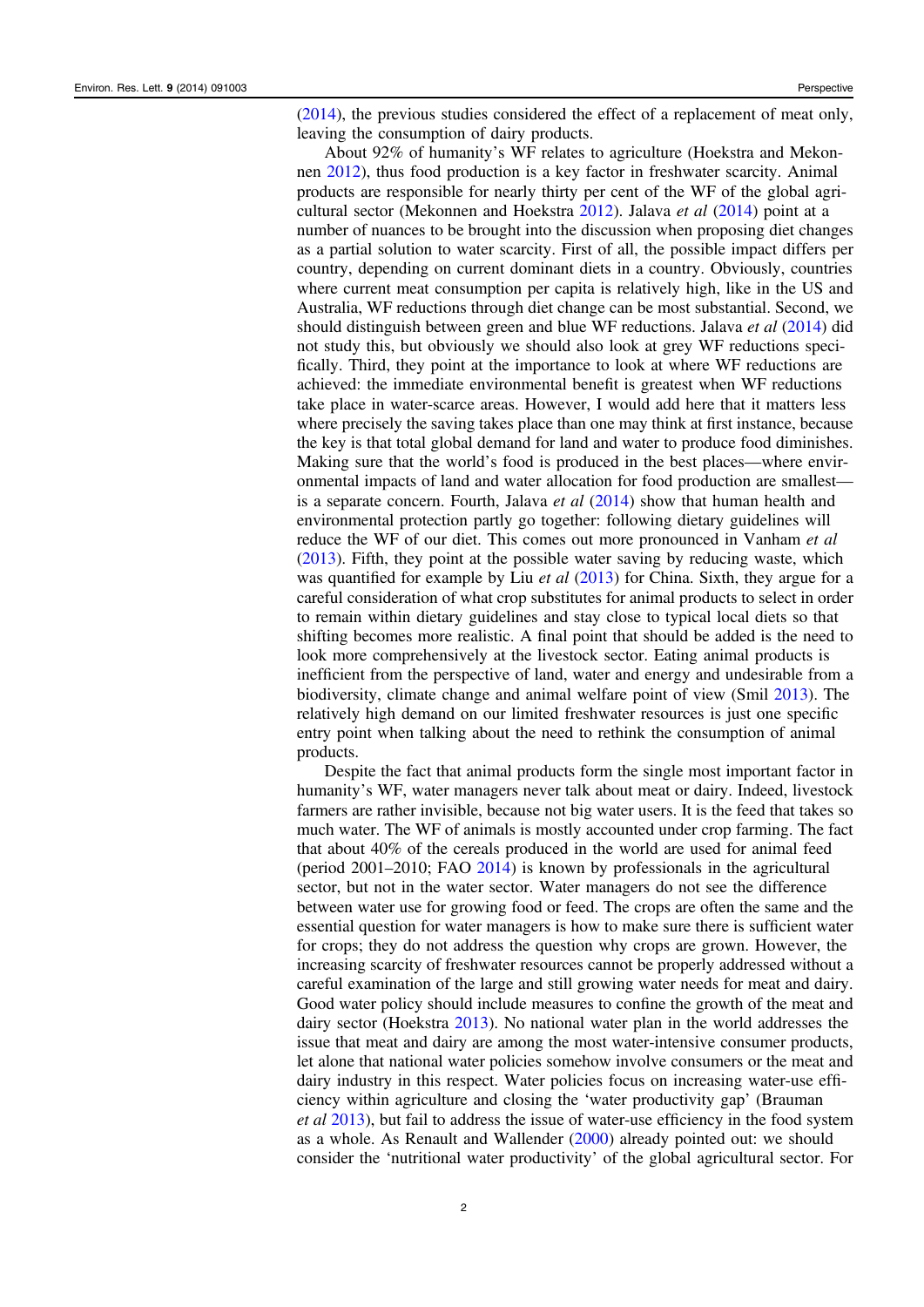(2014), the previous studies considered the effect of a replacement of meat only, leaving the consumption of dairy products.

About 92% of humanity's WF relates to agriculture (Hoekstra and Mekonnen 2012), thus food production is a key factor in freshwater scarcity. Animal products are responsible for nearly thirty per cent of the WF of the global agricultural sector (Mekonnen and Hoekstra 2012). Jalava *et al* (2014) point at a number of nuances to be brought into the discussion when proposing diet changes as a partial solution to water scarcity. First of all, the possible impact differs per country, depending on current dominant diets in a country. Obviously, countries where current meat consumption per capita is relatively high, like in the US and Australia, WF reductions through diet change can be most substantial. Second, we should distinguish between green and blue WF reductions. Jalava *et al* (2014) did not study this, but obviously we should also look at grey WF reductions specifically. Third, they point at the importance to look at where WF reductions are achieved: the immediate environmental benefit is greatest when WF reductions take place in water-scarce areas. However, I would add here that it matters less where precisely the saving takes place than one may think at first instance, because the key is that total global demand for land and water to produce food diminishes. Making sure that the world's food is produced in the best places—where environmental impacts of land and water allocation for food production are smallest—is a separate concern. Fourth, Jalava *et al* (2014) show that human health and environmental protection partly go together: following dietary guidelines will reduce the WF of our diet. This comes out more pronounced in Vanham *et al* (2013). Fifth, they point at the possible water saving by reducing waste, which was quantified for example by Liu *et al* (2013) for China. Sixth, they argue for a careful consideration of what crop substitutes for animal products to select in order to remain within dietary guidelines and stay close to typical local diets so that shifting becomes more realistic. A final point that should be added is the need to look more comprehensively at the livestock sector. Eating animal products is inefficient from the perspective of land, water and energy and undesirable from a biodiversity, climate change and animal welfare point of view (Smil 2013). The relatively high demand on our limited freshwater resources is just one specific entry point when talking about the need to rethink the consumption of animal products.

Despite the fact that animal products form the single most important factor in humanity's WF, water managers never talk about meat or dairy. Indeed, livestock farmers are rather invisible, because not big water users. It is the feed that takes so much water. The WF of animals is mostly accounted under crop farming. The fact that about 40% of the cereals produced in the world are used for animal feed (period 2001–2010; FAO 2014) is known by professionals in the agricultural sector, but not in the water sector. Water managers do not see the difference between water use for growing food or feed. The crops are often the same and the essential question for water managers is how to make sure there is sufficient water for crops; they do not address the question why crops are grown. However, the increasing scarcity of freshwater resources cannot be properly addressed without a careful examination of the large and still growing water needs for meat and dairy. Good water policy should include measures to confine the growth of the meat and dairy sector (Hoekstra 2013). No national water plan in the world addresses the issue that meat and dairy are among the most water-intensive consumer products, let alone that national water policies somehow involve consumers or the meat and dairy industry in this respect. Water policies focus on increasing water-use efficiency within agriculture and closing the 'water productivity gap' (Brauman *et al* 2013), but fail to address the issue of water-use efficiency in the food system as a whole. As Renault and Wallender (2000) already pointed out: we should consider the 'nutritional water productivity' of the global agricultural sector. For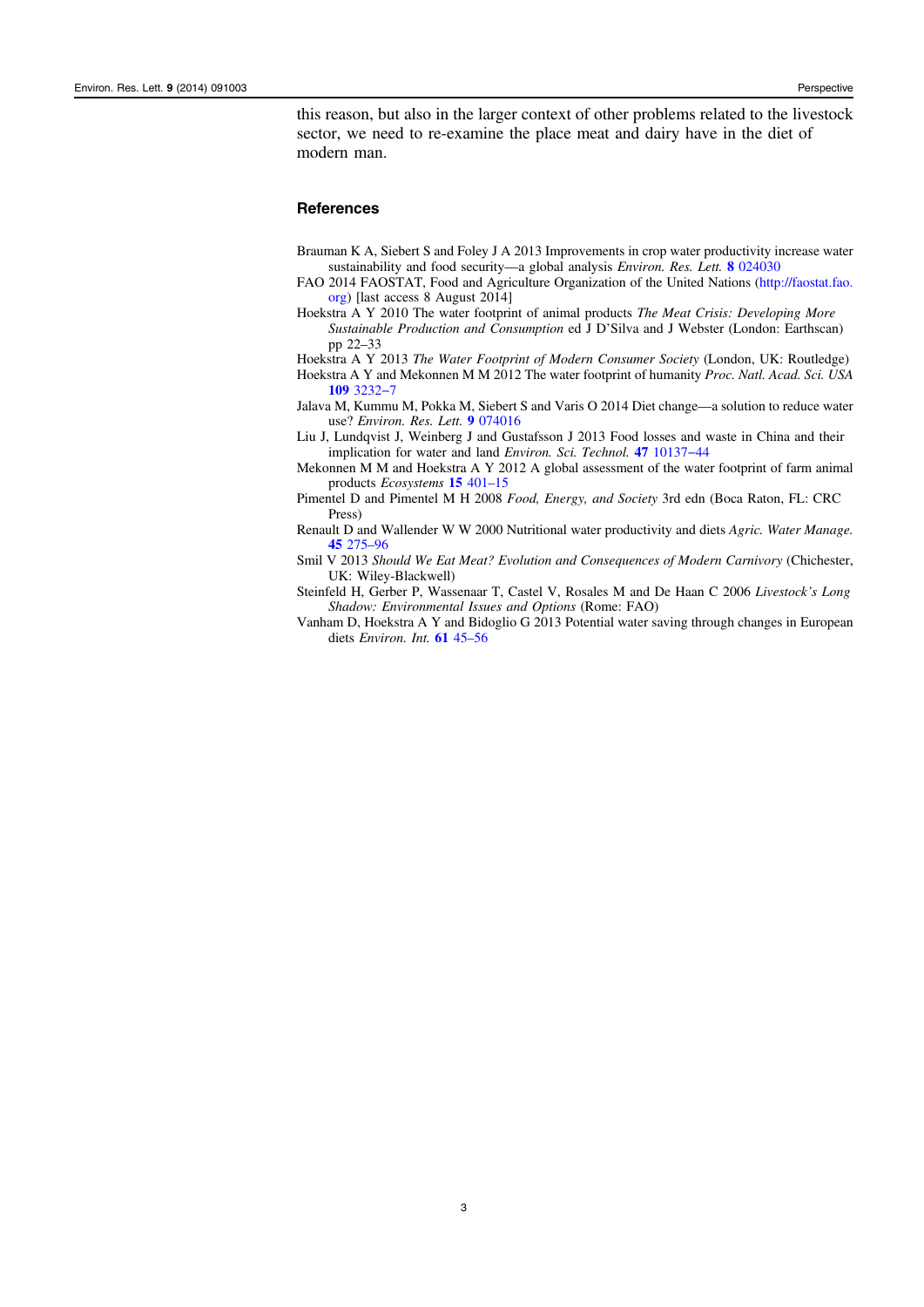this reason, but also in the larger context of other problems related to the livestock sector, we need to re-examine the place meat and dairy have in the diet of modern man.

## References

Brauman K A, Siebert S and Foley J A 2013 Improvements in crop water productivity increase water sustainability and food security—a global analysis *Environ. Res. Lett.* **8** 024030

FAO 2014 FAOSTAT, Food and Agriculture Organization of the United Nations (http://faostat.fao.org) [last access 8 August 2014]

Hoekstra A Y 2010 The water footprint of animal products *The Meat Crisis: Developing More Sustainable Production and Consumption* ed J D'Silva and J Webster (London: Earthscan) pp 22–33

Hoekstra A Y 2013 *The Water Footprint of Modern Consumer Society* (London, UK: Routledge)

Hoekstra A Y and Mekonnen M M 2012 The water footprint of humanity *Proc. Natl. Acad. Sci. USA* **109** 3232–7

Jalava M, Kummu M, Pokka M, Siebert S and Varis O 2014 Diet change—a solution to reduce water use? *Environ. Res. Lett.* **9** 074016

Liu J, Lundqvist J, Weinberg J and Gustafsson J 2013 Food losses and waste in China and their implication for water and land *Environ. Sci. Technol.* **47** 10137–44

Mekonnen M M and Hoekstra A Y 2012 A global assessment of the water footprint of farm animal products *Ecosystems* **15** 401–15

Pimentel D and Pimentel M H 2008 *Food, Energy, and Society* 3rd edn (Boca Raton, FL: CRC Press)

Renault D and Wallender W W 2000 Nutritional water productivity and diets *Agric. Water Manage.* **45** 275–96

Smil V 2013 *Should We Eat Meat? Evolution and Consequences of Modern Carnivory* (Chichester, UK: Wiley-Blackwell)

Steinfeld H, Gerber P, Wassenaar T, Castel V, Rosales M and De Haan C 2006 *Livestock's Long Shadow: Environmental Issues and Options* (Rome: FAO)

Vanham D, Hoekstra A Y and Bidoglio G 2013 Potential water saving through changes in European diets *Environ. Int.* **61** 45–56